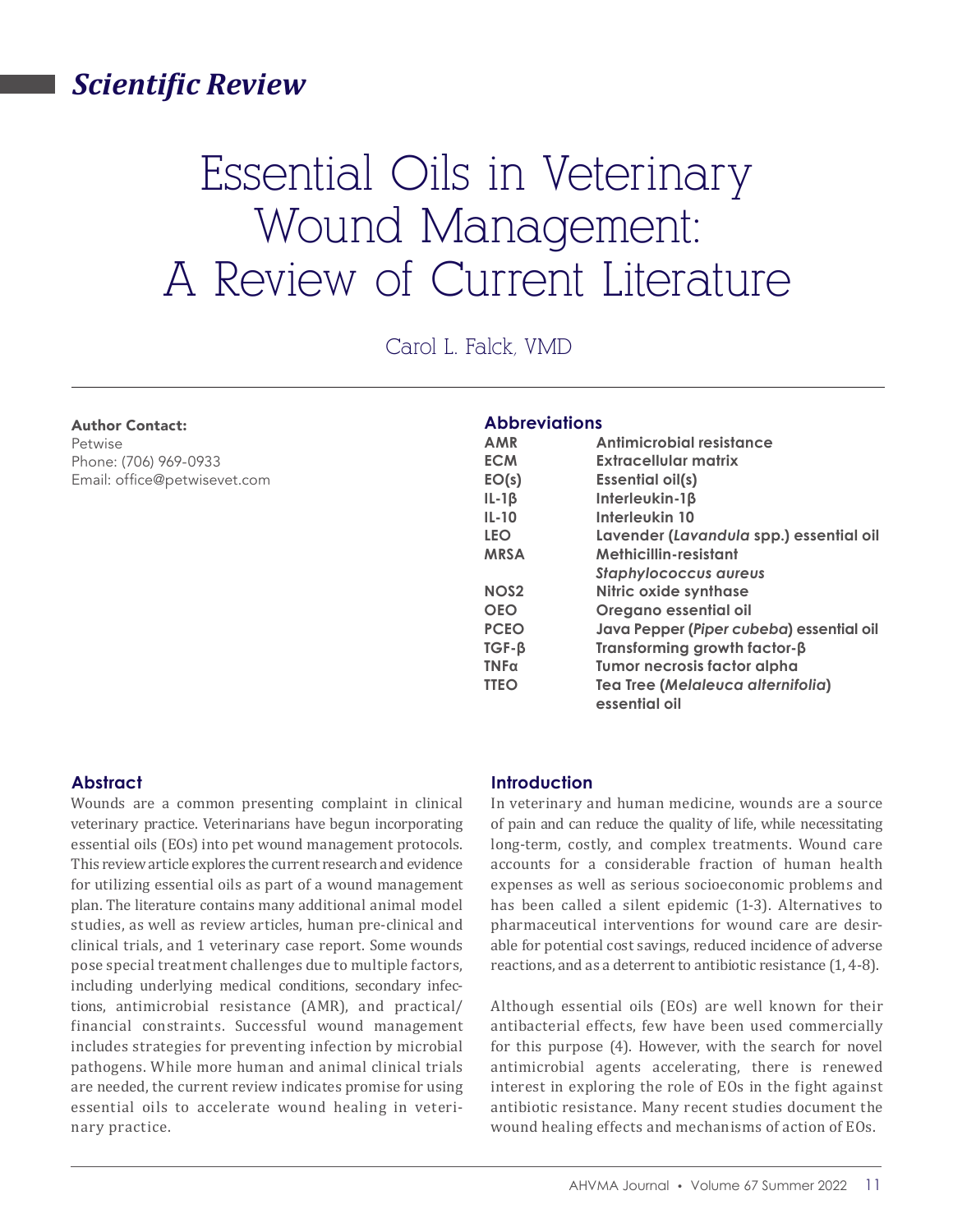*Scientific Review*

# Essential Oils in Veterinary Wound Management: A Review of Current Literature

Carol L. Falck, VMD

**Author Contact:**
Petwise
Phone: (706) 969-0933
Email: office@petwisevet.com

## Abbreviations

| | |
|---|---|
| **AMR** | **Antimicrobial resistance** |
| **ECM** | **Extracellular matrix** |
| **EO(s)** | **Essential oil(s)** |
| **IL-1β** | **Interleukin-1β** |
| **IL-10** | **Interleukin 10** |
| **LEO** | **Lavender (*Lavandula* spp.) essential oil** |
| **MRSA** | **Methicillin-resistant *Staphylococcus aureus*** |
| **NOS2** | **Nitric oxide synthase** |
| **OEO** | **Oregano essential oil** |
| **PCEO** | **Java Pepper (*Piper cubeba*) essential oil** |
| **TGF-β** | **Transforming growth factor-β** |
| **TNFα** | **Tumor necrosis factor alpha** |
| **TTEO** | **Tea Tree (*Melaleuca alternifolia*) essential oil** |

## Abstract

Wounds are a common presenting complaint in clinical veterinary practice. Veterinarians have begun incorporating essential oils (EOs) into pet wound management protocols. This review article explores the current research and evidence for utilizing essential oils as part of a wound management plan. The literature contains many additional animal model studies, as well as review articles, human pre-clinical and clinical trials, and 1 veterinary case report. Some wounds pose special treatment challenges due to multiple factors, including underlying medical conditions, secondary infections, antimicrobial resistance (AMR), and practical/financial constraints. Successful wound management includes strategies for preventing infection by microbial pathogens. While more human and animal clinical trials are needed, the current review indicates promise for using essential oils to accelerate wound healing in veterinary practice.

## Introduction

In veterinary and human medicine, wounds are a source of pain and can reduce the quality of life, while necessitating long-term, costly, and complex treatments. Wound care accounts for a considerable fraction of human health expenses as well as serious socioeconomic problems and has been called a silent epidemic (1-3). Alternatives to pharmaceutical interventions for wound care are desirable for potential cost savings, reduced incidence of adverse reactions, and as a deterrent to antibiotic resistance (1, 4-8).

Although essential oils (EOs) are well known for their antibacterial effects, few have been used commercially for this purpose (4). However, with the search for novel antimicrobial agents accelerating, there is renewed interest in exploring the role of EOs in the fight against antibiotic resistance. Many recent studies document the wound healing effects and mechanisms of action of EOs.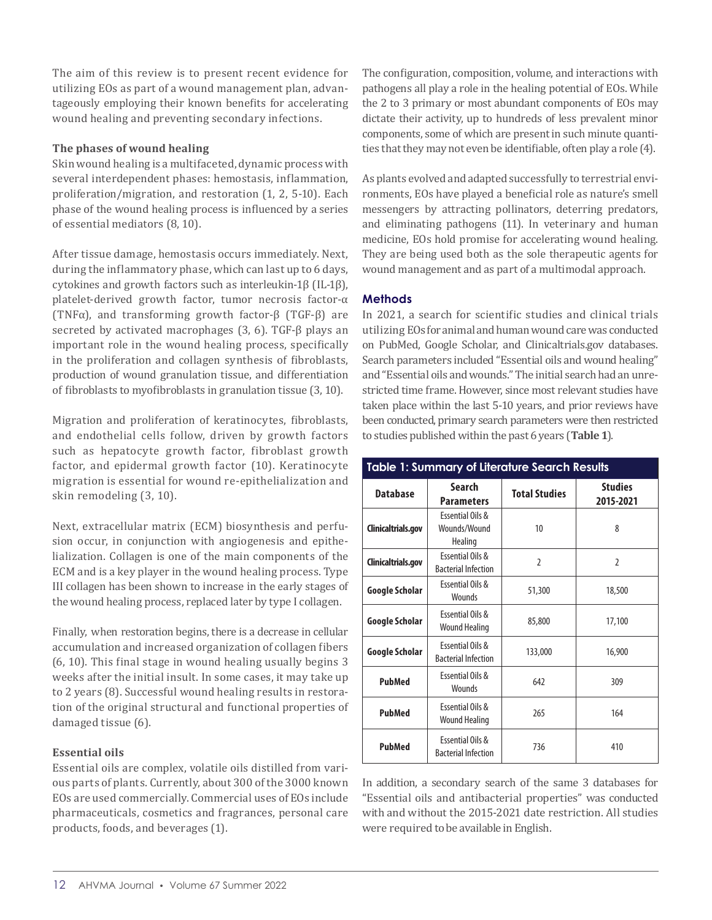The aim of this review is to present recent evidence for utilizing EOs as part of a wound management plan, advantageously employing their known benefits for accelerating wound healing and preventing secondary infections.

### The phases of wound healing

Skin wound healing is a multifaceted, dynamic process with several interdependent phases: hemostasis, inflammation, proliferation/migration, and restoration (1, 2, 5-10). Each phase of the wound healing process is influenced by a series of essential mediators (8, 10).

After tissue damage, hemostasis occurs immediately. Next, during the inflammatory phase, which can last up to 6 days, cytokines and growth factors such as interleukin-1β (IL-1β), platelet-derived growth factor, tumor necrosis factor-α (TNFα), and transforming growth factor-β (TGF-β) are secreted by activated macrophages (3, 6). TGF-β plays an important role in the wound healing process, specifically in the proliferation and collagen synthesis of fibroblasts, production of wound granulation tissue, and differentiation of fibroblasts to myofibroblasts in granulation tissue (3, 10).

Migration and proliferation of keratinocytes, fibroblasts, and endothelial cells follow, driven by growth factors such as hepatocyte growth factor, fibroblast growth factor, and epidermal growth factor (10). Keratinocyte migration is essential for wound re-epithelialization and skin remodeling (3, 10).

Next, extracellular matrix (ECM) biosynthesis and perfusion occur, in conjunction with angiogenesis and epithelialization. Collagen is one of the main components of the ECM and is a key player in the wound healing process. Type III collagen has been shown to increase in the early stages of the wound healing process, replaced later by type I collagen.

Finally, when restoration begins, there is a decrease in cellular accumulation and increased organization of collagen fibers (6, 10). This final stage in wound healing usually begins 3 weeks after the initial insult. In some cases, it may take up to 2 years (8). Successful wound healing results in restoration of the original structural and functional properties of damaged tissue (6).

### Essential oils

Essential oils are complex, volatile oils distilled from various parts of plants. Currently, about 300 of the 3000 known EOs are used commercially. Commercial uses of EOs include pharmaceuticals, cosmetics and fragrances, personal care products, foods, and beverages (1).

The configuration, composition, volume, and interactions with pathogens all play a role in the healing potential of EOs. While the 2 to 3 primary or most abundant components of EOs may dictate their activity, up to hundreds of less prevalent minor components, some of which are present in such minute quantities that they may not even be identifiable, often play a role (4).

As plants evolved and adapted successfully to terrestrial environments, EOs have played a beneficial role as nature's smell messengers by attracting pollinators, deterring predators, and eliminating pathogens (11). In veterinary and human medicine, EOs hold promise for accelerating wound healing. They are being used both as the sole therapeutic agents for wound management and as part of a multimodal approach.

## Methods

In 2021, a search for scientific studies and clinical trials utilizing EOs for animal and human wound care was conducted on PubMed, Google Scholar, and Clinicaltrials.gov databases. Search parameters included "Essential oils and wound healing" and "Essential oils and wounds." The initial search had an unrestricted time frame. However, since most relevant studies have taken place within the last 5-10 years, and prior reviews have been conducted, primary search parameters were then restricted to studies published within the past 6 years (**Table 1**).

**Table 1: Summary of Literature Search Results**

| Database | Search Parameters | Total Studies | Studies 2015-2021 |
|---|---|---|---|
| Clinicaltrials.gov | Essential Oils & Wounds/Wound Healing | 10 | 8 |
| Clinicaltrials.gov | Essential Oils & Bacterial Infection | 2 | 2 |
| Google Scholar | Essential Oils & Wounds | 51,300 | 18,500 |
| Google Scholar | Essential Oils & Wound Healing | 85,800 | 17,100 |
| Google Scholar | Essential Oils & Bacterial Infection | 133,000 | 16,900 |
| PubMed | Essential Oils & Wounds | 642 | 309 |
| PubMed | Essential Oils & Wound Healing | 265 | 164 |
| PubMed | Essential Oils & Bacterial Infection | 736 | 410 |

In addition, a secondary search of the same 3 databases for "Essential oils and antibacterial properties" was conducted with and without the 2015-2021 date restriction. All studies were required to be available in English.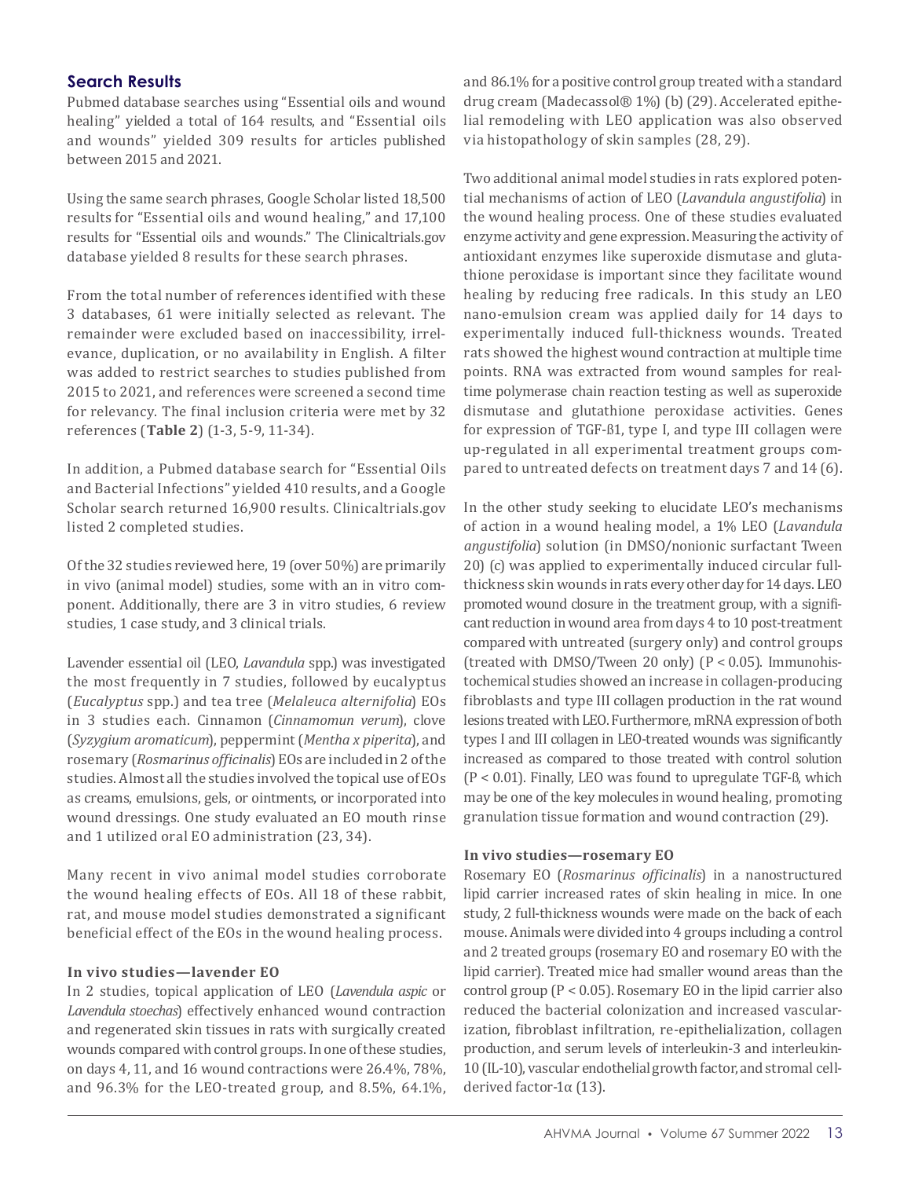## Search Results

Pubmed database searches using "Essential oils and wound healing" yielded a total of 164 results, and "Essential oils and wounds" yielded 309 results for articles published between 2015 and 2021.

Using the same search phrases, Google Scholar listed 18,500 results for "Essential oils and wound healing," and 17,100 results for "Essential oils and wounds." The Clinicaltrials.gov database yielded 8 results for these search phrases.

From the total number of references identified with these 3 databases, 61 were initially selected as relevant. The remainder were excluded based on inaccessibility, irrelevance, duplication, or no availability in English. A filter was added to restrict searches to studies published from 2015 to 2021, and references were screened a second time for relevancy. The final inclusion criteria were met by 32 references (**Table 2**) (1-3, 5-9, 11-34).

In addition, a Pubmed database search for "Essential Oils and Bacterial Infections" yielded 410 results, and a Google Scholar search returned 16,900 results. Clinicaltrials.gov listed 2 completed studies.

Of the 32 studies reviewed here, 19 (over 50%) are primarily in vivo (animal model) studies, some with an in vitro component. Additionally, there are 3 in vitro studies, 6 review studies, 1 case study, and 3 clinical trials.

Lavender essential oil (LEO, *Lavandula* spp.) was investigated the most frequently in 7 studies, followed by eucalyptus (*Eucalyptus* spp.) and tea tree (*Melaleuca alternifolia*) EOs in 3 studies each. Cinnamon (*Cinnamomun verum*), clove (*Syzygium aromaticum*), peppermint (*Mentha x piperita*), and rosemary (*Rosmarinus officinalis*) EOs are included in 2 of the studies. Almost all the studies involved the topical use of EOs as creams, emulsions, gels, or ointments, or incorporated into wound dressings. One study evaluated an EO mouth rinse and 1 utilized oral EO administration (23, 34).

Many recent in vivo animal model studies corroborate the wound healing effects of EOs. All 18 of these rabbit, rat, and mouse model studies demonstrated a significant beneficial effect of the EOs in the wound healing process.

### In vivo studies—lavender EO

In 2 studies, topical application of LEO (*Lavendula aspic* or *Lavendula stoechas*) effectively enhanced wound contraction and regenerated skin tissues in rats with surgically created wounds compared with control groups. In one of these studies, on days 4, 11, and 16 wound contractions were 26.4%, 78%, and 96.3% for the LEO-treated group, and 8.5%, 64.1%, and 86.1% for a positive control group treated with a standard drug cream (Madecassol® 1%) (b) (29). Accelerated epithelial remodeling with LEO application was also observed via histopathology of skin samples (28, 29).

Two additional animal model studies in rats explored potential mechanisms of action of LEO (*Lavandula angustifolia*) in the wound healing process. One of these studies evaluated enzyme activity and gene expression. Measuring the activity of antioxidant enzymes like superoxide dismutase and glutathione peroxidase is important since they facilitate wound healing by reducing free radicals. In this study an LEO nano-emulsion cream was applied daily for 14 days to experimentally induced full-thickness wounds. Treated rats showed the highest wound contraction at multiple time points. RNA was extracted from wound samples for real-time polymerase chain reaction testing as well as superoxide dismutase and glutathione peroxidase activities. Genes for expression of TGF-ß1, type I, and type III collagen were up-regulated in all experimental treatment groups compared to untreated defects on treatment days 7 and 14 (6).

In the other study seeking to elucidate LEO's mechanisms of action in a wound healing model, a 1% LEO (*Lavandula angustifolia*) solution (in DMSO/nonionic surfactant Tween 20) (c) was applied to experimentally induced circular full-thickness skin wounds in rats every other day for 14 days. LEO promoted wound closure in the treatment group, with a significant reduction in wound area from days 4 to 10 post-treatment compared with untreated (surgery only) and control groups (treated with DMSO/Tween 20 only) ($P < 0.05$). Immunohistochemical studies showed an increase in collagen-producing fibroblasts and type III collagen production in the rat wound lesions treated with LEO. Furthermore, mRNA expression of both types I and III collagen in LEO-treated wounds was significantly increased as compared to those treated with control solution ($P < 0.01$). Finally, LEO was found to upregulate TGF-ß, which may be one of the key molecules in wound healing, promoting granulation tissue formation and wound contraction (29).

### In vivo studies—rosemary EO

Rosemary EO (*Rosmarinus officinalis*) in a nanostructured lipid carrier increased rates of skin healing in mice. In one study, 2 full-thickness wounds were made on the back of each mouse. Animals were divided into 4 groups including a control and 2 treated groups (rosemary EO and rosemary EO with the lipid carrier). Treated mice had smaller wound areas than the control group ($P < 0.05$). Rosemary EO in the lipid carrier also reduced the bacterial colonization and increased vascularization, fibroblast infiltration, re-epithelialization, collagen production, and serum levels of interleukin-3 and interleukin-10 (IL-10), vascular endothelial growth factor, and stromal cell-derived factor-1α (13).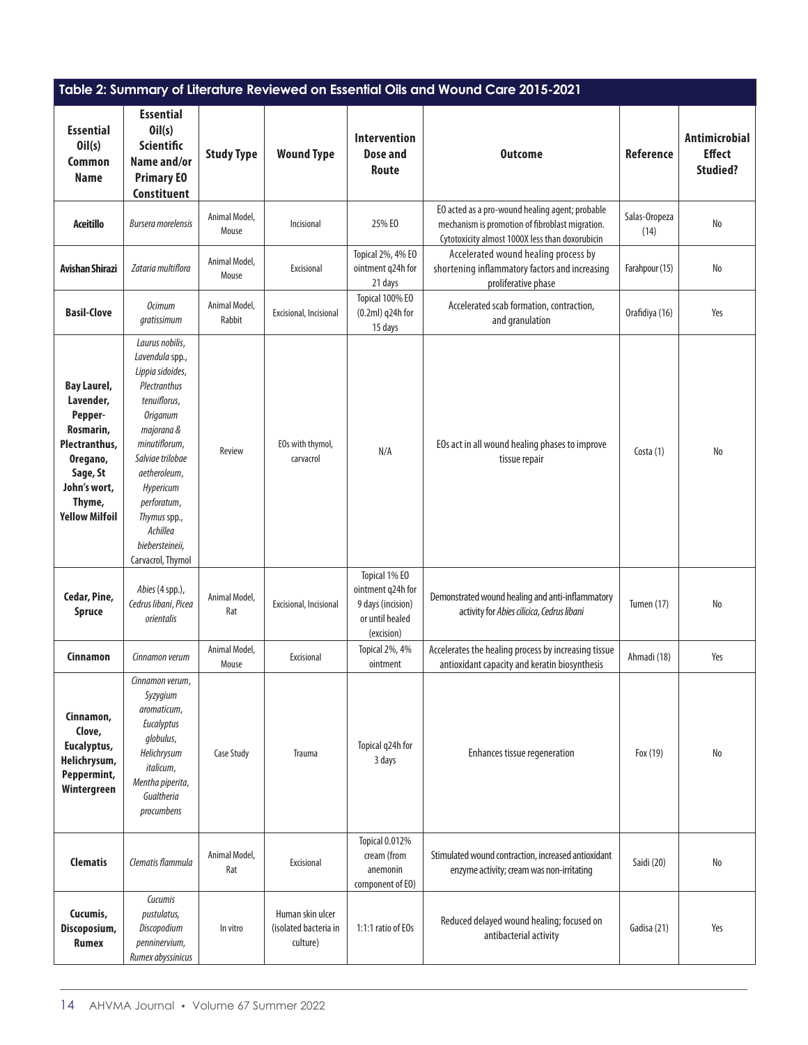## Table 2: Summary of Literature Reviewed on Essential Oils and Wound Care 2015-2021

| Essential Oil(s) Common Name | Essential Oil(s) Scientific Name and/or Primary EO Constituent | Study Type | Wound Type | Intervention Dose and Route | Outcome | Reference | Antimicrobial Effect Studied? |
|---|---|---|---|---|---|---|---|
| **Aceitillo** | *Bursera morelensis* | Animal Model, Mouse | Incisional | 25% EO | EO acted as a pro-wound healing agent; probable mechanism is promotion of fibroblast migration. Cytotoxicity almost 1000X less than doxorubicin | Salas-Oropeza (14) | No |
| **Avishan Shirazi** | *Zataria multiflora* | Animal Model, Mouse | Excisional | Topical 2%, 4% EO ointment q24h for 21 days | Accelerated wound healing process by shortening inflammatory factors and increasing proliferative phase | Farahpour (15) | No |
| **Basil-Clove** | *Ocimum gratissimum* | Animal Model, Rabbit | Excisional, Incisional | Topical 100% EO (0.2ml) q24h for 15 days | Accelerated scab formation, contraction, and granulation | Orafidiya (16) | Yes |
| **Bay Laurel, Lavender, Pepper-Rosmarin, Plectranthus, Oregano, Sage, St John's wort, Thyme, Yellow Milfoil** | *Laurus nobilis*, *Lavendula* spp., *Lippia sidoides*, *Plectranthus tenuiflorus*, *Origanum majorana* & *minutiflorum*, *Salviae trilobae aetheroleum*, *Hypericum perforatum*, *Thymus* spp., *Achillea biebersteineii*, Carvacrol, Thymol | Review | EOs with thymol, carvacrol | N/A | EOs act in all wound healing phases to improve tissue repair | Costa (1) | No |
| **Cedar, Pine, Spruce** | *Abies* (4 spp.), *Cedrus libani*, *Picea orientalis* | Animal Model, Rat | Excisional, Incisional | Topical 1% EO ointment q24h for 9 days (incision) or until healed (excision) | Demonstrated wound healing and anti-inflammatory activity for *Abies cilicica*, *Cedrus libani* | Tumen (17) | No |
| **Cinnamon** | *Cinnamon verum* | Animal Model, Mouse | Excisional | Topical 2%, 4% ointment | Accelerates the healing process by increasing tissue antioxidant capacity and keratin biosynthesis | Ahmadi (18) | Yes |
| **Cinnamon, Clove, Eucalyptus, Helichrysum, Peppermint, Wintergreen** | *Cinnamon verum*, *Syzygium aromaticum*, *Eucalyptus globulus*, *Helichrysum italicum*, *Mentha piperita*, *Gaultheria procumbens* | Case Study | Trauma | Topical q24h for 3 days | Enhances tissue regeneration | Fox (19) | No |
| **Clematis** | *Clematis flammula* | Animal Model, Rat | Excisional | Topical 0.012% cream (from anemonin component of EO) | Stimulated wound contraction, increased antioxidant enzyme activity; cream was non-irritating | Saidi (20) | No |
| **Cucumis, Discoposium, Rumex** | *Cucumis pustulatus*, *Discopodium penninervium*, *Rumex abyssinicus* | In vitro | Human skin ulcer (isolated bacteria in culture) | 1:1:1 ratio of EOs | Reduced delayed wound healing; focused on antibacterial activity | Gadisa (21) | Yes |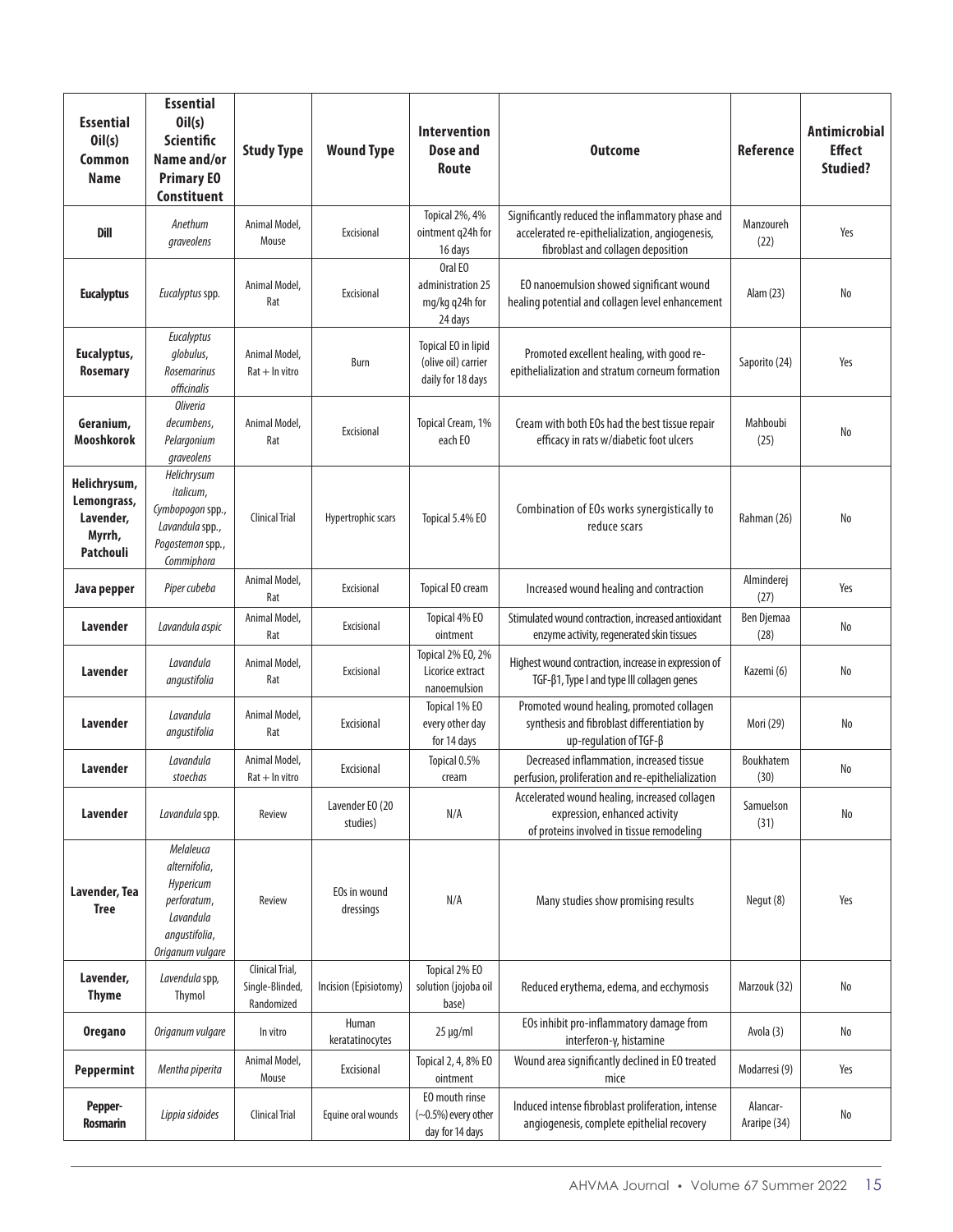| Essential Oil(s) Common Name | Essential Oil(s) Scientific Name and/or Primary EO Constituent | Study Type | Wound Type | Intervention Dose and Route | Outcome | Reference | Antimicrobial Effect Studied? |
|---|---|---|---|---|---|---|---|
| **Dill** | *Anethum graveolens* | Animal Model, Mouse | Excisional | Topical 2%, 4% ointment q24h for 16 days | Significantly reduced the inflammatory phase and accelerated re-epithelialization, angiogenesis, fibroblast and collagen deposition | Manzoureh (22) | Yes |
| **Eucalyptus** | *Eucalyptus* spp. | Animal Model, Rat | Excisional | Oral EO administration 25 mg/kg q24h for 24 days | EO nanoemulsion showed significant wound healing potential and collagen level enhancement | Alam (23) | No |
| **Eucalyptus, Rosemary** | *Eucalyptus globulus*, *Rosemarinus officinalis* | Animal Model, Rat + In vitro | Burn | Topical EO in lipid (olive oil) carrier daily for 18 days | Promoted excellent healing, with good re-epithelialization and stratum corneum formation | Saporito (24) | Yes |
| **Geranium, Mooshkorok** | *Oliveria decumbens*, *Pelargonium graveolens* | Animal Model, Rat | Excisional | Topical Cream, 1% each EO | Cream with both EOs had the best tissue repair efficacy in rats w/diabetic foot ulcers | Mahboubi (25) | No |
| **Helichrysum, Lemongrass, Lavender, Myrrh, Patchouli** | *Helichrysum italicum*, *Cymbopogon* spp., *Lavandula* spp., *Pogostemon* spp., *Commiphora* | Clinical Trial | Hypertrophic scars | Topical 5.4% EO | Combination of EOs works synergistically to reduce scars | Rahman (26) | No |
| **Java pepper** | *Piper cubeba* | Animal Model, Rat | Excisional | Topical EO cream | Increased wound healing and contraction | Alminderej (27) | Yes |
| **Lavender** | *Lavandula aspic* | Animal Model, Rat | Excisional | Topical 4% EO ointment | Stimulated wound contraction, increased antioxidant enzyme activity, regenerated skin tissues | Ben Djemaa (28) | No |
| **Lavender** | *Lavandula angustifolia* | Animal Model, Rat | Excisional | Topical 2% EO, 2% Licorice extract nanoemulsion | Highest wound contraction, increase in expression of TGF-β1, Type I and type III collagen genes | Kazemi (6) | No |
| **Lavender** | *Lavandula angustifolia* | Animal Model, Rat | Excisional | Topical 1% EO every other day for 14 days | Promoted wound healing, promoted collagen synthesis and fibroblast differentiation by up-regulation of TGF-β | Mori (29) | No |
| **Lavender** | *Lavandula stoechas* | Animal Model, Rat + In vitro | Excisional | Topical 0.5% cream | Decreased inflammation, increased tissue perfusion, proliferation and re-epithelialization | Boukhatem (30) | No |
| **Lavender** | *Lavandula* spp. | Review | Lavender EO (20 studies) | N/A | Accelerated wound healing, increased collagen expression, enhanced activity of proteins involved in tissue remodeling | Samuelson (31) | No |
| **Lavender, Tea Tree** | *Melaleuca alternifolia*, *Hypericum perforatum*, *Lavandula angustifolia*, *Origanum vulgare* | Review | EOs in wound dressings | N/A | Many studies show promising results | Negut (8) | Yes |
| **Lavender, Thyme** | *Lavendula* spp, Thymol | Clinical Trial, Single-Blinded, Randomized | Incision (Episiotomy) | Topical 2% EO solution (jojoba oil base) | Reduced erythema, edema, and ecchymosis | Marzouk (32) | No |
| **Oregano** | *Origanum vulgare* | In vitro | Human keratatinocytes | 25 μg/ml | EOs inhibit pro-inflammatory damage from interferon-γ, histamine | Avola (3) | No |
| **Peppermint** | *Mentha piperita* | Animal Model, Mouse | Excisional | Topical 2, 4, 8% EO ointment | Wound area significantly declined in EO treated mice | Modarresi (9) | Yes |
| **Pepper-Rosmarin** | *Lippia sidoides* | Clinical Trial | Equine oral wounds | EO mouth rinse (~0.5%) every other day for 14 days | Induced intense fibroblast proliferation, intense angiogenesis, complete epithelial recovery | Alancar-Araripe (34) | No |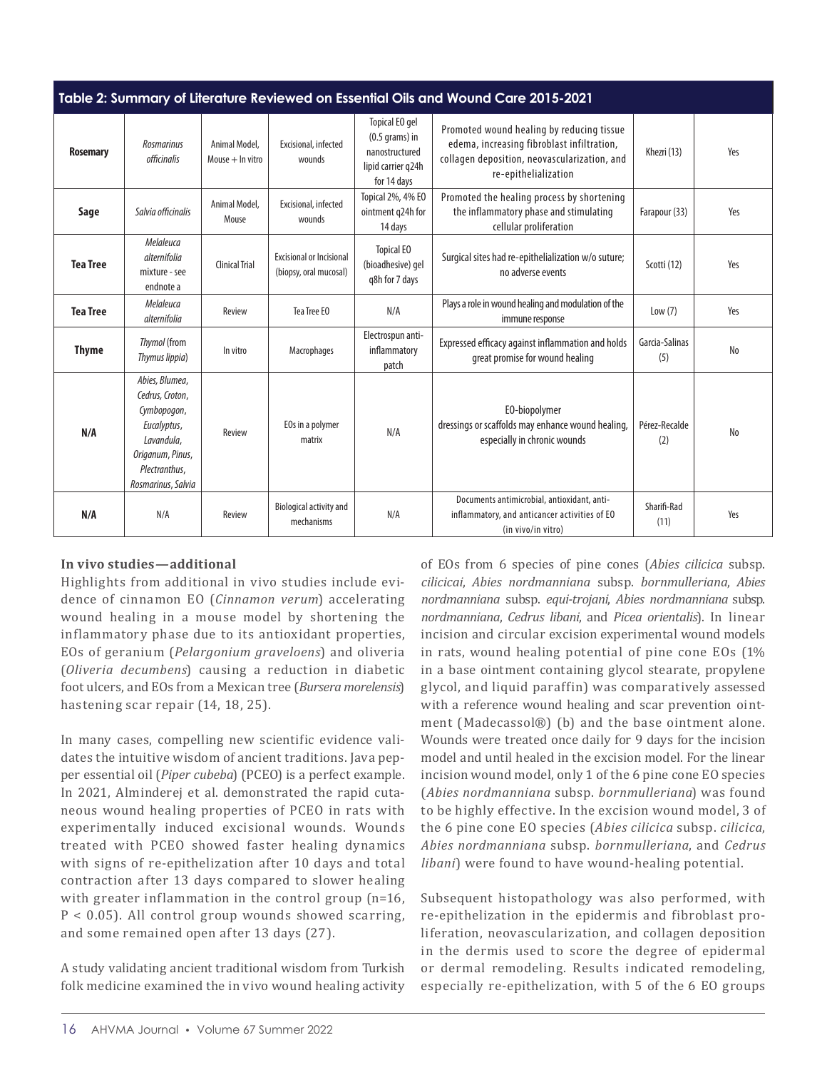**Table 2: Summary of Literature Reviewed on Essential Oils and Wound Care 2015-2021**

| | | | | | | | |
|---|---|---|---|---|---|---|---|
| **Rosemary** | *Rosmarinus officinalis* | Animal Model, Mouse + In vitro | Excisional, infected wounds | Topical EO gel (0.5 grams) in nanostructured lipid carrier q24h for 14 days | Promoted wound healing by reducing tissue edema, increasing fibroblast infiltration, collagen deposition, neovascularization, and re-epithelialization | Khezri (13) | Yes |
| **Sage** | *Salvia officinalis* | Animal Model, Mouse | Excisional, infected wounds | Topical 2%, 4% EO ointment q24h for 14 days | Promoted the healing process by shortening the inflammatory phase and stimulating cellular proliferation | Farapour (33) | Yes |
| **Tea Tree** | *Melaleuca alternifolia* mixture - see endnote a | Clinical Trial | Excisional or Incisional (biopsy, oral mucosal) | Topical EO (bioadhesive) gel q8h for 7 days | Surgical sites had re-epithelialization w/o suture; no adverse events | Scotti (12) | Yes |
| **Tea Tree** | *Melaleuca alternifolia* | Review | Tea Tree EO | N/A | Plays a role in wound healing and modulation of the immune response | Low (7) | Yes |
| **Thyme** | *Thymol* (from *Thymus lippia*) | In vitro | Macrophages | Electrospun anti-inflammatory patch | Expressed efficacy against inflammation and holds great promise for wound healing | Garcia-Salinas (5) | No |
| **N/A** | *Abies, Blumea, Cedrus, Croton, Cymbopogon, Eucalyptus, Lavandula, Origanum, Pinus, Plectranthus, Rosmarinus, Salvia* | Review | EOs in a polymer matrix | N/A | EO-biopolymer dressings or scaffolds may enhance wound healing, especially in chronic wounds | Pérez-Recalde (2) | No |
| **N/A** | N/A | Review | Biological activity and mechanisms | N/A | Documents antimicrobial, antioxidant, anti-inflammatory, and anticancer activities of EO (in vivo/in vitro) | Sharifi-Rad (11) | Yes |

**In vivo studies—additional**

Highlights from additional in vivo studies include evidence of cinnamon EO (*Cinnamon verum*) accelerating wound healing in a mouse model by shortening the inflammatory phase due to its antioxidant properties, EOs of geranium (*Pelargonium graveloens*) and oliveria (*Oliveria decumbens*) causing a reduction in diabetic foot ulcers, and EOs from a Mexican tree (*Bursera morelensis*) hastening scar repair (14, 18, 25).

In many cases, compelling new scientific evidence validates the intuitive wisdom of ancient traditions. Java pepper essential oil (*Piper cubeba*) (PCEO) is a perfect example. In 2021, Alminderej et al. demonstrated the rapid cutaneous wound healing properties of PCEO in rats with experimentally induced excisional wounds. Wounds treated with PCEO showed faster healing dynamics with signs of re-epithelization after 10 days and total contraction after 13 days compared to slower healing with greater inflammation in the control group (n=16, $P < 0.05$). All control group wounds showed scarring, and some remained open after 13 days (27).

A study validating ancient traditional wisdom from Turkish folk medicine examined the in vivo wound healing activity of EOs from 6 species of pine cones (*Abies cilicica* subsp. *cilicicai*, *Abies nordmanniana* subsp. *bornmulleriana*, *Abies nordmanniana* subsp. *equi-trojani*, *Abies nordmanniana* subsp. *nordmanniana*, *Cedrus libani*, and *Picea orientalis*). In linear incision and circular excision experimental wound models in rats, wound healing potential of pine cone EOs (1% in a base ointment containing glycol stearate, propylene glycol, and liquid paraffin) was comparatively assessed with a reference wound healing and scar prevention ointment (Madecassol®) (b) and the base ointment alone. Wounds were treated once daily for 9 days for the incision model and until healed in the excision model. For the linear incision wound model, only 1 of the 6 pine cone EO species (*Abies nordmanniana* subsp. *bornmulleriana*) was found to be highly effective. In the excision wound model, 3 of the 6 pine cone EO species (*Abies cilicica* subsp. *cilicica*, *Abies nordmanniana* subsp. *bornmulleriana*, and *Cedrus libani*) were found to have wound-healing potential.

Subsequent histopathology was also performed, with re-epithelization in the epidermis and fibroblast proliferation, neovascularization, and collagen deposition in the dermis used to score the degree of epidermal or dermal remodeling. Results indicated remodeling, especially re-epithelization, with 5 of the 6 EO groups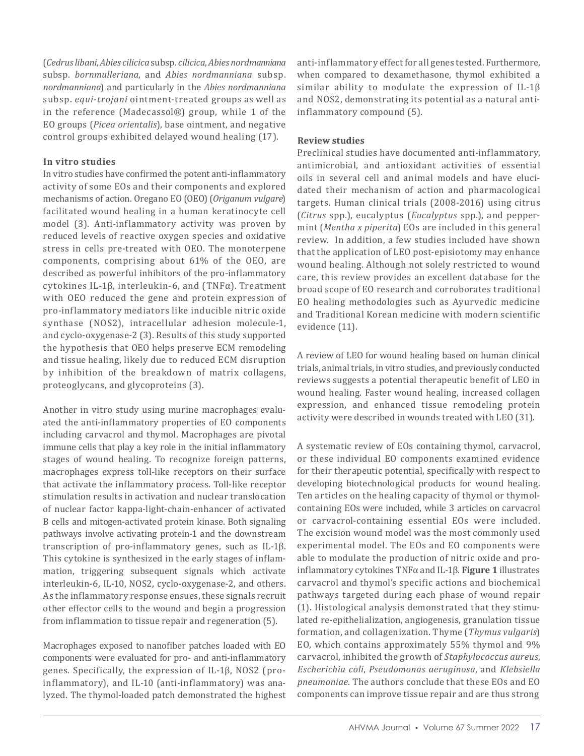(*Cedrus libani*, *Abies cilicica* subsp. *cilicica*, *Abies nordmanniana* subsp. *bornmulleriana*, and *Abies nordmanniana* subsp. *nordmanniana*) and particularly in the *Abies nordmanniana* subsp. *equi-trojani* ointment-treated groups as well as in the reference (Madecassol®) group, while 1 of the EO groups (*Picea orientalis*), base ointment, and negative control groups exhibited delayed wound healing (17).

**In vitro studies**

In vitro studies have confirmed the potent anti-inflammatory activity of some EOs and their components and explored mechanisms of action. Oregano EO (OEO) (*Origanum vulgare*) facilitated wound healing in a human keratinocyte cell model (3). Anti-inflammatory activity was proven by reduced levels of reactive oxygen species and oxidative stress in cells pre-treated with OEO. The monoterpene components, comprising about 61% of the OEO, are described as powerful inhibitors of the pro-inflammatory cytokines IL-1β, interleukin-6, and (TNFα). Treatment with OEO reduced the gene and protein expression of pro-inflammatory mediators like inducible nitric oxide synthase (NOS2), intracellular adhesion molecule-1, and cyclo-oxygenase-2 (3). Results of this study supported the hypothesis that OEO helps preserve ECM remodeling and tissue healing, likely due to reduced ECM disruption by inhibition of the breakdown of matrix collagens, proteoglycans, and glycoproteins (3).

Another in vitro study using murine macrophages evaluated the anti-inflammatory properties of EO components including carvacrol and thymol. Macrophages are pivotal immune cells that play a key role in the initial inflammatory stages of wound healing. To recognize foreign patterns, macrophages express toll-like receptors on their surface that activate the inflammatory process. Toll-like receptor stimulation results in activation and nuclear translocation of nuclear factor kappa-light-chain-enhancer of activated B cells and mitogen-activated protein kinase. Both signaling pathways involve activating protein-1 and the downstream transcription of pro-inflammatory genes, such as IL-1β. This cytokine is synthesized in the early stages of inflammation, triggering subsequent signals which activate interleukin-6, IL-10, NOS2, cyclo-oxygenase-2, and others. As the inflammatory response ensues, these signals recruit other effector cells to the wound and begin a progression from inflammation to tissue repair and regeneration (5).

Macrophages exposed to nanofiber patches loaded with EO components were evaluated for pro- and anti-inflammatory genes. Specifically, the expression of IL-1β, NOS2 (pro-inflammatory), and IL-10 (anti-inflammatory) was analyzed. The thymol-loaded patch demonstrated the highest anti-inflammatory effect for all genes tested. Furthermore, when compared to dexamethasone, thymol exhibited a similar ability to modulate the expression of IL-1β and NOS2, demonstrating its potential as a natural anti-inflammatory compound (5).

**Review studies**

Preclinical studies have documented anti-inflammatory, antimicrobial, and antioxidant activities of essential oils in several cell and animal models and have elucidated their mechanism of action and pharmacological targets. Human clinical trials (2008-2016) using citrus (*Citrus* spp.), eucalyptus (*Eucalyptus* spp.), and peppermint (*Mentha x piperita*) EOs are included in this general review. In addition, a few studies included have shown that the application of LEO post-episiotomy may enhance wound healing. Although not solely restricted to wound care, this review provides an excellent database for the broad scope of EO research and corroborates traditional EO healing methodologies such as Ayurvedic medicine and Traditional Korean medicine with modern scientific evidence (11).

A review of LEO for wound healing based on human clinical trials, animal trials, in vitro studies, and previously conducted reviews suggests a potential therapeutic benefit of LEO in wound healing. Faster wound healing, increased collagen expression, and enhanced tissue remodeling protein activity were described in wounds treated with LEO (31).

A systematic review of EOs containing thymol, carvacrol, or these individual EO components examined evidence for their therapeutic potential, specifically with respect to developing biotechnological products for wound healing. Ten articles on the healing capacity of thymol or thymol-containing EOs were included, while 3 articles on carvacrol or carvacrol-containing essential EOs were included. The excision wound model was the most commonly used experimental model. The EOs and EO components were able to modulate the production of nitric oxide and pro-inflammatory cytokines TNFα and IL-1β. **Figure 1** illustrates carvacrol and thymol's specific actions and biochemical pathways targeted during each phase of wound repair (1). Histological analysis demonstrated that they stimulated re-epithelialization, angiogenesis, granulation tissue formation, and collagenization. Thyme (*Thymus vulgaris*) EO, which contains approximately 55% thymol and 9% carvacrol, inhibited the growth of *Staphylococcus aureus*, *Escherichia coli*, *Pseudomonas aeruginosa*, and *Klebsiella pneumoniae*. The authors conclude that these EOs and EO components can improve tissue repair and are thus strong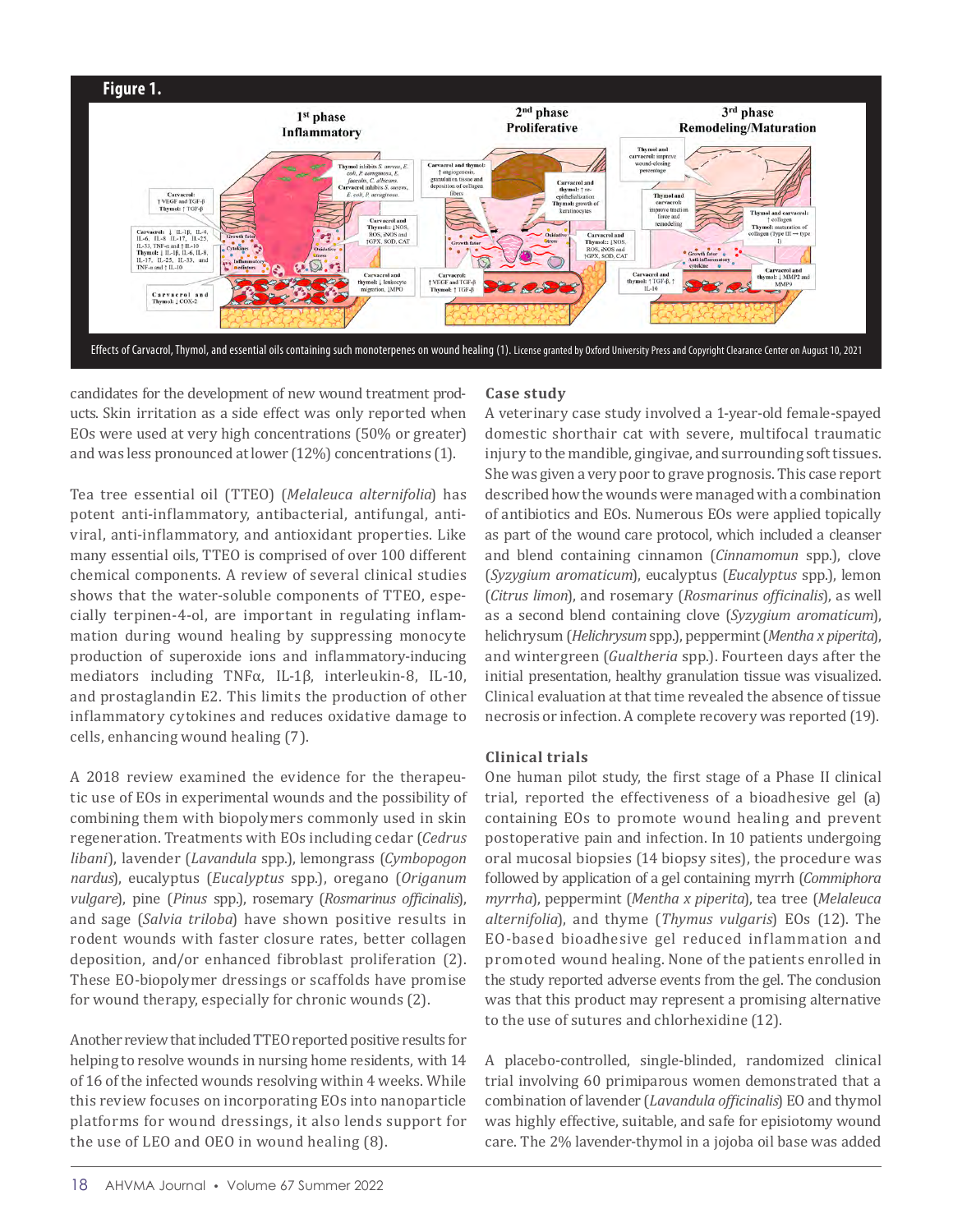**Figure 1.**

Effects of Carvacrol, Thymol, and essential oils containing such monoterpenes on wound healing (1). License granted by Oxford University Press and Copyright Clearance Center on August 10, 2021

candidates for the development of new wound treatment products. Skin irritation as a side effect was only reported when EOs were used at very high concentrations (50% or greater) and was less pronounced at lower (12%) concentrations (1).

Tea tree essential oil (TTEO) (*Melaleuca alternifolia*) has potent anti-inflammatory, antibacterial, antifungal, antiviral, anti-inflammatory, and antioxidant properties. Like many essential oils, TTEO is comprised of over 100 different chemical components. A review of several clinical studies shows that the water-soluble components of TTEO, especially terpinen-4-ol, are important in regulating inflammation during wound healing by suppressing monocyte production of superoxide ions and inflammatory-inducing mediators including TNFα, IL-1β, interleukin-8, IL-10, and prostaglandin E2. This limits the production of other inflammatory cytokines and reduces oxidative damage to cells, enhancing wound healing (7).

A 2018 review examined the evidence for the therapeutic use of EOs in experimental wounds and the possibility of combining them with biopolymers commonly used in skin regeneration. Treatments with EOs including cedar (*Cedrus libani*), lavender (*Lavandula* spp.), lemongrass (*Cymbopogon nardus*), eucalyptus (*Eucalyptus* spp.), oregano (*Origanum vulgare*), pine (*Pinus* spp.), rosemary (*Rosmarinus officinalis*), and sage (*Salvia triloba*) have shown positive results in rodent wounds with faster closure rates, better collagen deposition, and/or enhanced fibroblast proliferation (2). These EO-biopolymer dressings or scaffolds have promise for wound therapy, especially for chronic wounds (2).

Another review that included TTEO reported positive results for helping to resolve wounds in nursing home residents, with 14 of 16 of the infected wounds resolving within 4 weeks. While this review focuses on incorporating EOs into nanoparticle platforms for wound dressings, it also lends support for the use of LEO and OEO in wound healing (8).

### Case study

A veterinary case study involved a 1-year-old female-spayed domestic shorthair cat with severe, multifocal traumatic injury to the mandible, gingivae, and surrounding soft tissues. She was given a very poor to grave prognosis. This case report described how the wounds were managed with a combination of antibiotics and EOs. Numerous EOs were applied topically as part of the wound care protocol, which included a cleanser and blend containing cinnamon (*Cinnamomun* spp.), clove (*Syzygium aromaticum*), eucalyptus (*Eucalyptus* spp.), lemon (*Citrus limon*), and rosemary (*Rosmarinus officinalis*), as well as a second blend containing clove (*Syzygium aromaticum*), helichrysum (*Helichrysum* spp.), peppermint (*Mentha x piperita*), and wintergreen (*Gualtheria* spp.). Fourteen days after the initial presentation, healthy granulation tissue was visualized. Clinical evaluation at that time revealed the absence of tissue necrosis or infection. A complete recovery was reported (19).

### Clinical trials

One human pilot study, the first stage of a Phase II clinical trial, reported the effectiveness of a bioadhesive gel (a) containing EOs to promote wound healing and prevent postoperative pain and infection. In 10 patients undergoing oral mucosal biopsies (14 biopsy sites), the procedure was followed by application of a gel containing myrrh (*Commiphora myrrha*), peppermint (*Mentha x piperita*), tea tree (*Melaleuca alternifolia*), and thyme (*Thymus vulgaris*) EOs (12). The EO-based bioadhesive gel reduced inflammation and promoted wound healing. None of the patients enrolled in the study reported adverse events from the gel. The conclusion was that this product may represent a promising alternative to the use of sutures and chlorhexidine (12).

A placebo-controlled, single-blinded, randomized clinical trial involving 60 primiparous women demonstrated that a combination of lavender (*Lavandula officinalis*) EO and thymol was highly effective, suitable, and safe for episiotomy wound care. The 2% lavender-thymol in a jojoba oil base was added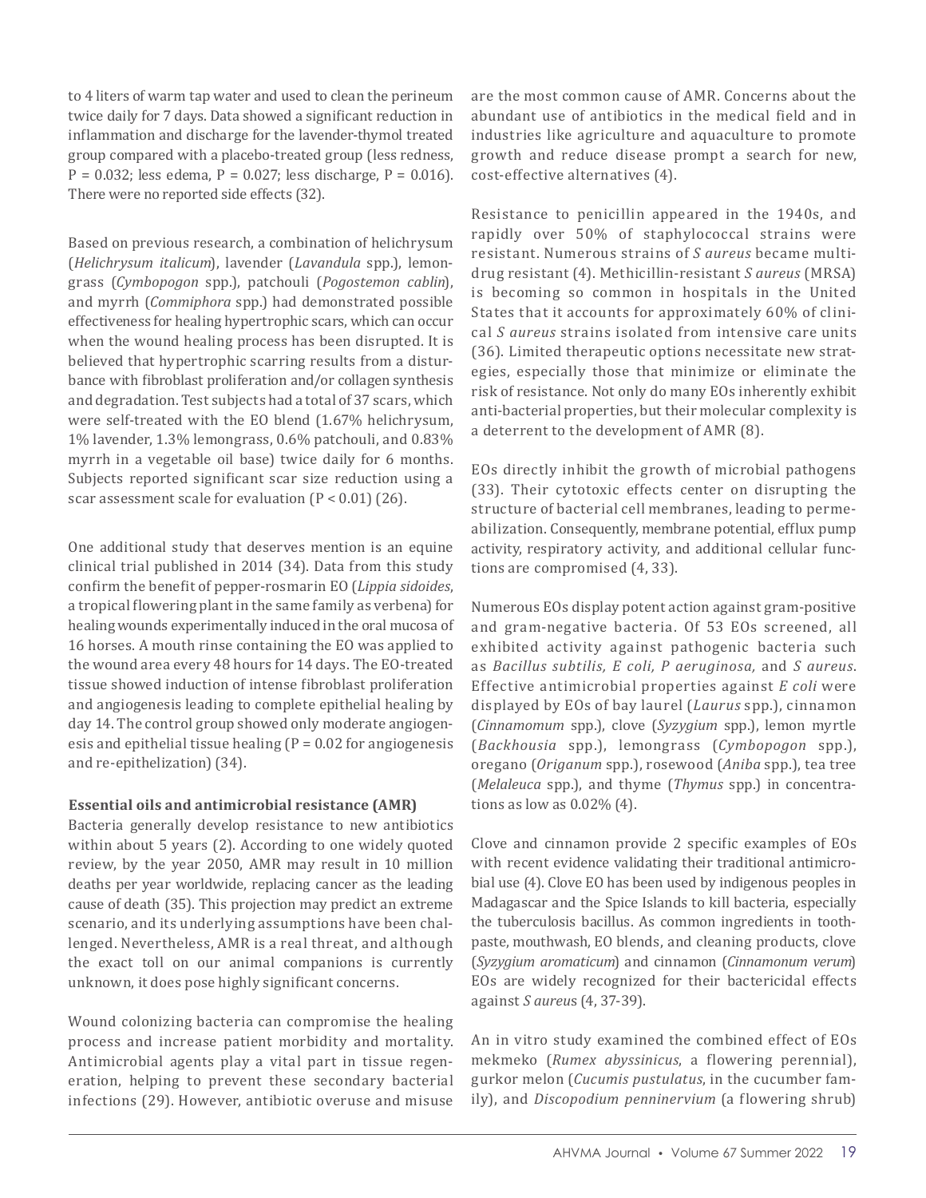to 4 liters of warm tap water and used to clean the perineum twice daily for 7 days. Data showed a significant reduction in inflammation and discharge for the lavender-thymol treated group compared with a placebo-treated group (less redness, P = 0.032; less edema, P = 0.027; less discharge, P = 0.016). There were no reported side effects (32).

Based on previous research, a combination of helichrysum (*Helichrysum italicum*), lavender (*Lavandula* spp.), lemongrass (*Cymbopogon* spp.), patchouli (*Pogostemon cablin*), and myrrh (*Commiphora* spp.) had demonstrated possible effectiveness for healing hypertrophic scars, which can occur when the wound healing process has been disrupted. It is believed that hypertrophic scarring results from a disturbance with fibroblast proliferation and/or collagen synthesis and degradation. Test subjects had a total of 37 scars, which were self-treated with the EO blend (1.67% helichrysum, 1% lavender, 1.3% lemongrass, 0.6% patchouli, and 0.83% myrrh in a vegetable oil base) twice daily for 6 months. Subjects reported significant scar size reduction using a scar assessment scale for evaluation (P < 0.01) (26).

One additional study that deserves mention is an equine clinical trial published in 2014 (34). Data from this study confirm the benefit of pepper-rosmarin EO (*Lippia sidoides*, a tropical flowering plant in the same family as verbena) for healing wounds experimentally induced in the oral mucosa of 16 horses. A mouth rinse containing the EO was applied to the wound area every 48 hours for 14 days. The EO-treated tissue showed induction of intense fibroblast proliferation and angiogenesis leading to complete epithelial healing by day 14. The control group showed only moderate angiogenesis and epithelial tissue healing (P = 0.02 for angiogenesis and re-epithelization) (34).

**Essential oils and antimicrobial resistance (AMR)**

Bacteria generally develop resistance to new antibiotics within about 5 years (2). According to one widely quoted review, by the year 2050, AMR may result in 10 million deaths per year worldwide, replacing cancer as the leading cause of death (35). This projection may predict an extreme scenario, and its underlying assumptions have been challenged. Nevertheless, AMR is a real threat, and although the exact toll on our animal companions is currently unknown, it does pose highly significant concerns.

Wound colonizing bacteria can compromise the healing process and increase patient morbidity and mortality. Antimicrobial agents play a vital part in tissue regeneration, helping to prevent these secondary bacterial infections (29). However, antibiotic overuse and misuse are the most common cause of AMR. Concerns about the abundant use of antibiotics in the medical field and in industries like agriculture and aquaculture to promote growth and reduce disease prompt a search for new, cost-effective alternatives (4).

Resistance to penicillin appeared in the 1940s, and rapidly over 50% of staphylococcal strains were resistant. Numerous strains of *S aureus* became multidrug resistant (4). Methicillin-resistant *S aureus* (MRSA) is becoming so common in hospitals in the United States that it accounts for approximately 60% of clinical *S aureus* strains isolated from intensive care units (36). Limited therapeutic options necessitate new strategies, especially those that minimize or eliminate the risk of resistance. Not only do many EOs inherently exhibit anti-bacterial properties, but their molecular complexity is a deterrent to the development of AMR (8).

EOs directly inhibit the growth of microbial pathogens (33). Their cytotoxic effects center on disrupting the structure of bacterial cell membranes, leading to permeabilization. Consequently, membrane potential, efflux pump activity, respiratory activity, and additional cellular functions are compromised (4, 33).

Numerous EOs display potent action against gram-positive and gram-negative bacteria. Of 53 EOs screened, all exhibited activity against pathogenic bacteria such as *Bacillus subtilis, E coli, P aeruginosa,* and *S aureus*. Effective antimicrobial properties against *E coli* were displayed by EOs of bay laurel (*Laurus* spp.), cinnamon (*Cinnamomum* spp.), clove (*Syzygium* spp.), lemon myrtle (*Backhousia* spp.), lemongrass (*Cymbopogon* spp.), oregano (*Origanum* spp.), rosewood (*Aniba* spp.), tea tree (*Melaleuca* spp.), and thyme (*Thymus* spp.) in concentrations as low as 0.02% (4).

Clove and cinnamon provide 2 specific examples of EOs with recent evidence validating their traditional antimicrobial use (4). Clove EO has been used by indigenous peoples in Madagascar and the Spice Islands to kill bacteria, especially the tuberculosis bacillus. As common ingredients in toothpaste, mouthwash, EO blends, and cleaning products, clove (*Syzygium aromaticum*) and cinnamon (*Cinnamonum verum*) EOs are widely recognized for their bactericidal effects against *S aureus* (4, 37-39).

An in vitro study examined the combined effect of EOs mekmeko (*Rumex abyssinicus*, a flowering perennial), gurkor melon (*Cucumis pustulatus*, in the cucumber family), and *Discopodium penninervium* (a flowering shrub)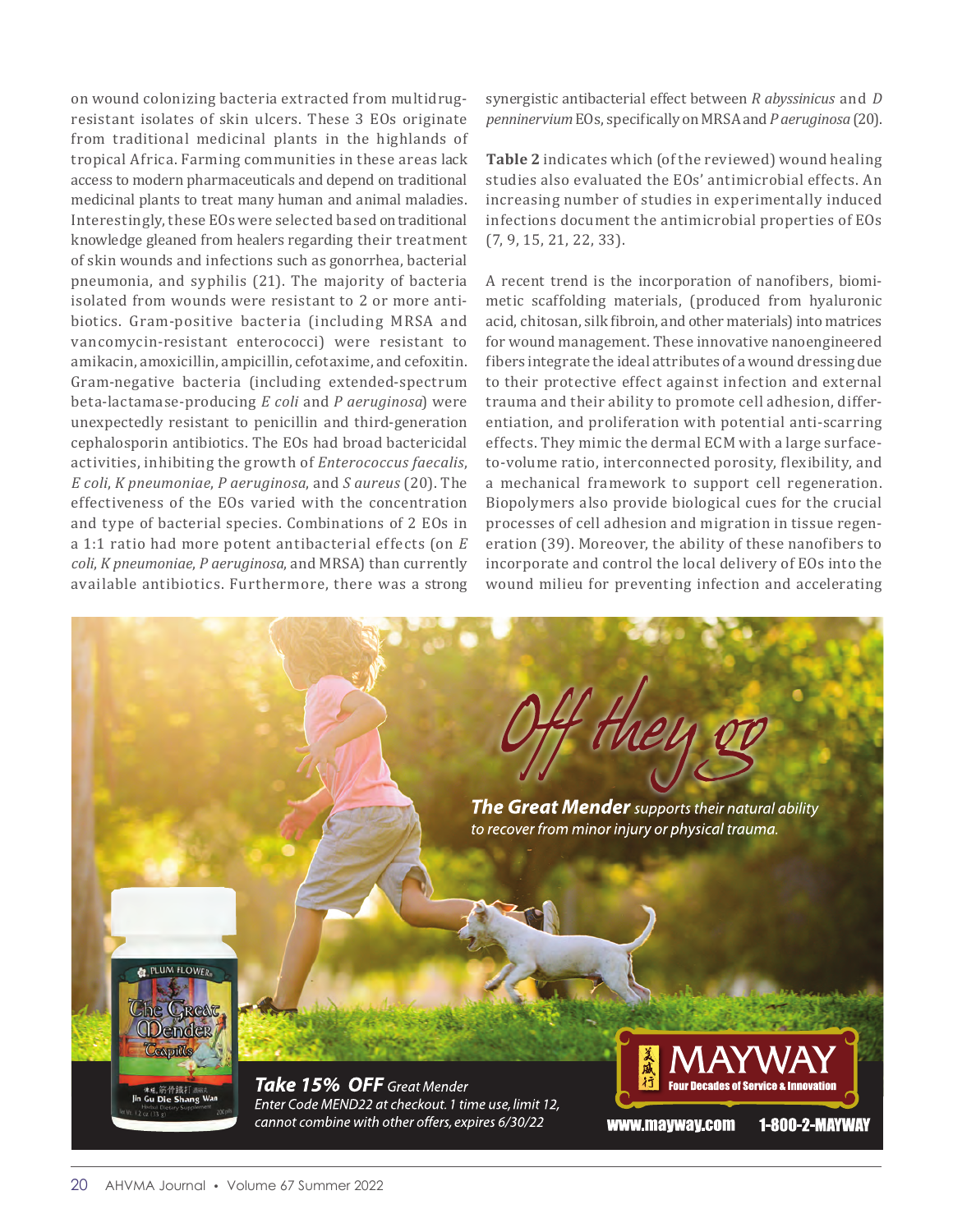on wound colonizing bacteria extracted from multidrug-resistant isolates of skin ulcers. These 3 EOs originate from traditional medicinal plants in the highlands of tropical Africa. Farming communities in these areas lack access to modern pharmaceuticals and depend on traditional medicinal plants to treat many human and animal maladies. Interestingly, these EOs were selected based on traditional knowledge gleaned from healers regarding their treatment of skin wounds and infections such as gonorrhea, bacterial pneumonia, and syphilis (21). The majority of bacteria isolated from wounds were resistant to 2 or more antibiotics. Gram-positive bacteria (including MRSA and vancomycin-resistant enterococci) were resistant to amikacin, amoxicillin, ampicillin, cefotaxime, and cefoxitin. Gram-negative bacteria (including extended-spectrum beta-lactamase-producing *E coli* and *P aeruginosa*) were unexpectedly resistant to penicillin and third-generation cephalosporin antibiotics. The EOs had broad bactericidal activities, inhibiting the growth of *Enterococcus faecalis*, *E coli*, *K pneumoniae*, *P aeruginosa*, and *S aureus* (20). The effectiveness of the EOs varied with the concentration and type of bacterial species. Combinations of 2 EOs in a 1:1 ratio had more potent antibacterial effects (on *E coli*, *K pneumoniae*, *P aeruginosa*, and MRSA) than currently available antibiotics. Furthermore, there was a strong synergistic antibacterial effect between *R abyssinicus* and *D penninervium* EOs, specifically on MRSA and *P aeruginosa* (20).

**Table 2** indicates which (of the reviewed) wound healing studies also evaluated the EOs' antimicrobial effects. An increasing number of studies in experimentally induced infections document the antimicrobial properties of EOs (7, 9, 15, 21, 22, 33).

A recent trend is the incorporation of nanofibers, biomimetic scaffolding materials, (produced from hyaluronic acid, chitosan, silk fibroin, and other materials) into matrices for wound management. These innovative nanoengineered fibers integrate the ideal attributes of a wound dressing due to their protective effect against infection and external trauma and their ability to promote cell adhesion, differentiation, and proliferation with potential anti-scarring effects. They mimic the dermal ECM with a large surface-to-volume ratio, interconnected porosity, flexibility, and a mechanical framework to support cell regeneration. Biopolymers also provide biological cues for the crucial processes of cell adhesion and migration in tissue regeneration (39). Moreover, the ability of these nanofibers to incorporate and control the local delivery of EOs into the wound milieu for preventing infection and accelerating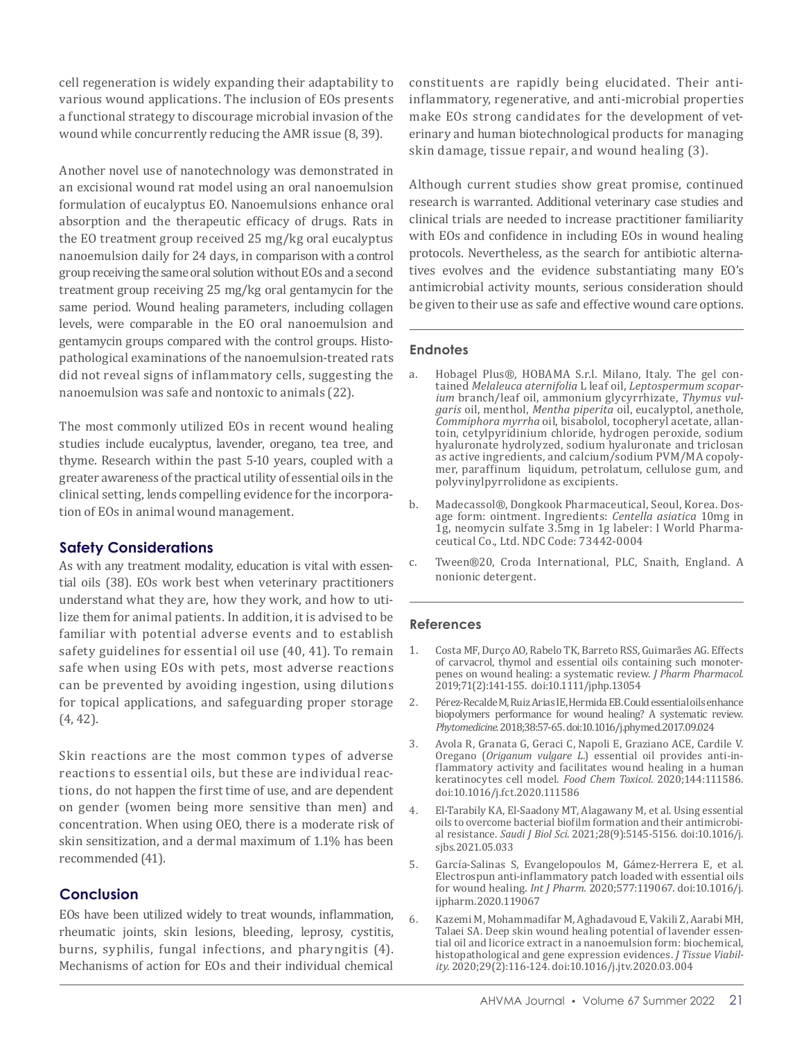cell regeneration is widely expanding their adaptability to various wound applications. The inclusion of EOs presents a functional strategy to discourage microbial invasion of the wound while concurrently reducing the AMR issue (8, 39).

Another novel use of nanotechnology was demonstrated in an excisional wound rat model using an oral nanoemulsion formulation of eucalyptus EO. Nanoemulsions enhance oral absorption and the therapeutic efficacy of drugs. Rats in the EO treatment group received 25 mg/kg oral eucalyptus nanoemulsion daily for 24 days, in comparison with a control group receiving the same oral solution without EOs and a second treatment group receiving 25 mg/kg oral gentamycin for the same period. Wound healing parameters, including collagen levels, were comparable in the EO oral nanoemulsion and gentamycin groups compared with the control groups. Histopathological examinations of the nanoemulsion-treated rats did not reveal signs of inflammatory cells, suggesting the nanoemulsion was safe and nontoxic to animals (22).

The most commonly utilized EOs in recent wound healing studies include eucalyptus, lavender, oregano, tea tree, and thyme. Research within the past 5-10 years, coupled with a greater awareness of the practical utility of essential oils in the clinical setting, lends compelling evidence for the incorporation of EOs in animal wound management.

## Safety Considerations

As with any treatment modality, education is vital with essential oils (38). EOs work best when veterinary practitioners understand what they are, how they work, and how to utilize them for animal patients. In addition, it is advised to be familiar with potential adverse events and to establish safety guidelines for essential oil use (40, 41). To remain safe when using EOs with pets, most adverse reactions can be prevented by avoiding ingestion, using dilutions for topical applications, and safeguarding proper storage (4, 42).

Skin reactions are the most common types of adverse reactions to essential oils, but these are individual reactions, do not happen the first time of use, and are dependent on gender (women being more sensitive than men) and concentration. When using OEO, there is a moderate risk of skin sensitization, and a dermal maximum of 1.1% has been recommended (41).

## Conclusion

EOs have been utilized widely to treat wounds, inflammation, rheumatic joints, skin lesions, bleeding, leprosy, cystitis, burns, syphilis, fungal infections, and pharyngitis (4). Mechanisms of action for EOs and their individual chemical constituents are rapidly being elucidated. Their anti-inflammatory, regenerative, and anti-microbial properties make EOs strong candidates for the development of veterinary and human biotechnological products for managing skin damage, tissue repair, and wound healing (3).

Although current studies show great promise, continued research is warranted. Additional veterinary case studies and clinical trials are needed to increase practitioner familiarity with EOs and confidence in including EOs in wound healing protocols. Nevertheless, as the search for antibiotic alternatives evolves and the evidence substantiating many EO's antimicrobial activity mounts, serious consideration should be given to their use as safe and effective wound care options.

## Endnotes

a. Hobagel Plus®, HOBAMA S.r.l. Milano, Italy. The gel contained *Melaleuca aternifolia* L leaf oil, *Leptospermum scoparium* branch/leaf oil, ammonium glycyrrhizate, *Thymus vulgaris* oil, menthol, *Mentha piperita* oil, eucalyptol, anethole, *Commiphora myrrha* oil, bisabolol, tocopheryl acetate, allantoin, cetylpyridinium chloride, hydrogen peroxide, sodium hyaluronate hydrolyzed, sodium hyaluronate and triclosan as active ingredients, and calcium/sodium PVM/MA copolymer, paraffinum liquidum, petrolatum, cellulose gum, and polyvinylpyrrolidone as excipients.

b. Madecassol®, Dongkook Pharmaceutical, Seoul, Korea. Dosage form: ointment. Ingredients: *Centella asiatica* 10mg in 1g, neomycin sulfate 3.5mg in 1g labeler: I World Pharmaceutical Co., Ltd. NDC Code: 73442-0004

c. Tween®20, Croda International, PLC, Snaith, England. A nonionic detergent.

## References

1. Costa MF, Durço AO, Rabelo TK, Barreto RSS, Guimarães AG. Effects of carvacrol, thymol and essential oils containing such monoterpenes on wound healing: a systematic review. *J Pharm Pharmacol*. 2019;71(2):141-155. doi:10.1111/jphp.13054
2. Pérez-Recalde M, Ruiz Arias IE, Hermida EB. Could essential oils enhance biopolymers performance for wound healing? A systematic review. *Phytomedicine*. 2018;38:57-65. doi:10.1016/j.phymed.2017.09.024
3. Avola R, Granata G, Geraci C, Napoli E, Graziano ACE, Cardile V. Oregano (*Origanum vulgare L.*) essential oil provides anti-inflammatory activity and facilitates wound healing in a human keratinocytes cell model. *Food Chem Toxicol*. 2020;144:111586. doi:10.1016/j.fct.2020.111586
4. El-Tarabily KA, El-Saadony MT, Alagawany M, et al. Using essential oils to overcome bacterial biofilm formation and their antimicrobial resistance. *Saudi J Biol Sci*. 2021;28(9):5145-5156. doi:10.1016/j.sjbs.2021.05.033
5. García-Salinas S, Evangelopoulos M, Gámez-Herrera E, et al. Electrospun anti-inflammatory patch loaded with essential oils for wound healing. *Int J Pharm*. 2020;577:119067. doi:10.1016/j.ijpharm.2020.119067
6. Kazemi M, Mohammadifar M, Aghadavoud E, Vakili Z, Aarabi MH, Talaei SA. Deep skin wound healing potential of lavender essential oil and licorice extract in a nanoemulsion form: biochemical, histopathological and gene expression evidences. *J Tissue Viability*. 2020;29(2):116-124. doi:10.1016/j.jtv.2020.03.004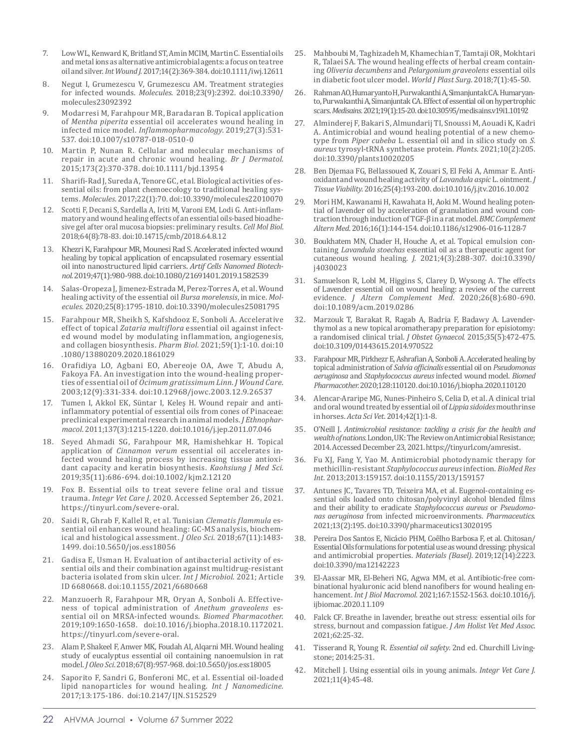7. Low WL, Kenward K, Britland ST, Amin MCIM, Martin C. Essential oils and metal ions as alternative antimicrobial agents: a focus on tea tree oil and silver. *Int Wound J.* 2017;14(2):369-384. doi:10.1111/iwj.12611

8. Negut I, Grumezescu V, Grumezescu AM. Treatment strategies for infected wounds. *Molecules.* 2018;23(9):2392. doi:10.3390/molecules23092392

9. Modarresi M, Farahpour MR, Baradaran B. Topical application of *Mentha piperita* essential oil accelerates wound healing in infected mice model. *Inflammopharmacology.* 2019;27(3):531-537. doi:10.1007/s10787-018-0510-0

10. Martin P, Nunan R. Cellular and molecular mechanisms of repair in acute and chronic wound healing. *Br J Dermatol.* 2015;173(2):370-378. doi:10.1111/bjd.13954

11. Sharifi-Rad J, Sureda A, Tenore GC, et al. Biological activities of essential oils: from plant chemoecology to traditional healing systems. *Molecules.* 2017;22(1):70. doi:10.3390/molecules22010070

12. Scotti F, Decani S, Sardella A, Iriti M, Varoni EM, Lodi G. Anti-inflammatory and wound healing effects of an essential oils-based bioadhesive gel after oral mucosa biopsies: preliminary results. *Cell Mol Biol.* 2018;64(8):78-83. doi:10.14715/cmb/2018.64.8.12

13. Khezri K, Farahpour MR, Mounesi Rad S. Accelerated infected wound healing by topical application of encapsulated rosemary essential oil into nanostructured lipid carriers. *Artif Cells Nanomed Biotechnol.* 2019;47(1):980-988. doi:10.1080/21691401.2019.1582539

14. Salas-Oropeza J, Jimenez-Estrada M, Perez-Torres A, et al. Wound healing activity of the essential oil *Bursa morelensis*, in mice. *Molecules.* 2020;25(8):1795-1810. doi:10.3390/molecules25081795

15. Farahpour MR, Sheikh S, Kafshdooz E, Sonboli A. Accelerative effect of topical *Zataria multiflora* essential oil against infected wound model by modulating inflammation, angiogenesis, and collagen biosynthesis. *Pharm Biol.* 2021;59(1):1-10. doi:10.1080/13880209.2020.1861029

16. Orafidiya LO, Agbani EO, Abereoje OA, Awe T, Abudu A, Fakoya FA. An investigation into the wound-healing properties of essential oil of *Ocimum gratissimum Linn. J Wound Care.* 2003;12(9):331-334. doi:10.12968/jowc.2003.12.9.26537

17. Tumen I, Akkol EK, Süntar I, Keleş H. Wound repair and anti-inflammatory potential of essential oils from cones of Pinaceae: preclinical experimental research in animal models. *J Ethnopharmacol.* 2011;137(3):1215-1220. doi:10.1016/j.jep.2011.07.046

18. Seyed Ahmadi SG, Farahpour MR, Hamishehkar H. Topical application of *Cinnamon verum* essential oil accelerates infected wound healing process by increasing tissue antioxidant capacity and keratin biosynthesis. *Kaohsiung J Med Sci.* 2019;35(11):686-694. doi:10.1002/kjm2.12120

19. Fox B. Essential oils to treat severe feline oral and tissue trauma. *Integr Vet Care J.* 2020. Accessed September 26, 2021. https://tinyurl.com/severe-oral.

20. Saidi R, Ghrab F, Kallel R, et al. Tunisian *Clematis flammula* essential oil enhances wound healing: GC-MS analysis, biochemical and histological assessment. *J Oleo Sci.* 2018;67(11):1483-1499. doi:10.5650/jos.ess18056

21. Gadisa E, Usman H. Evaluation of antibacterial activity of essential oils and their combination against multidrug-resistant bacteria isolated from skin ulcer. *Int J Microbiol.* 2021; Article ID 6680668. doi:10.1155/2021/6680668

22. Manzuoerh R, Farahpour MR, Oryan A, Sonboli A. Effectiveness of topical administration of *Anethum graveolens* essential oil on MRSA-infected wounds. *Biomed Pharmacother.* 2019;109:1650-1658. doi:10.1016/j.biopha.2018.10.1172021. https://tinyurl.com/severe-oral.

23. Alam P, Shakeel F, Anwer MK, Foudah AI, Alqarni MH. Wound healing study of eucalyptus essential oil containing nanoemulsion in rat model. *J Oleo Sci.* 2018;67(8):957-968. doi:10.5650/jos.ess18005

24. Saporito F, Sandri G, Bonferoni MC, et al. Essential oil-loaded lipid nanoparticles for wound healing. *Int J Nanomedicine.* 2017;13:175-186. doi:10.2147/IJN.S152529

25. Mahboubi M, Taghizadeh M, Khamechian T, Tamtaji OR, Mokhtari R, Talaei SA. The wound healing effects of herbal cream containing *Oliveria decumbens* and *Pelargonium graveolens* essential oils in diabetic foot ulcer model. *World J Plast Surg.* 2018;7(1):45-50.

26. Rahman AO, Humaryanto H, Purwakanthi A, Simanjuntak CA. Humaryanto, Purwakanthi A, Simanjuntak CA. Effect of essential oil on hypertrophic scars. *Medisains.* 2021;19(1):15-20. doi:10.30595/medisains.v19i1.10192

27. Alminderej F, Bakari S, Almundarij TI, Snoussi M, Aouadi K, Kadri A. Antimicrobial and wound healing potential of a new chemotype from *Piper cubeba* L. essential oil and in silico study on *S. aureus* tyrosyl-tRNA synthetase protein. *Plants.* 2021;10(2):205. doi:10.3390/plants10020205

28. Ben Djemaa FG, Bellassoued K, Zouari S, El Feki A, Ammar E. Antioxidant and wound healing activity of *Lavandula aspic* L. ointment. *J Tissue Viability.* 2016;25(4):193-200. doi:10.1016/j.jtv.2016.10.002

29. Mori HM, Kawanami H, Kawahata H, Aoki M. Wound healing potential of lavender oil by acceleration of granulation and wound contraction through induction of TGF-β in a rat model. *BMC Complement Altern Med.* 2016;16(1):144-154. doi:10.1186/s12906-016-1128-7

30. Boukhatem MN, Chader H, Houche A, et al. Topical emulsion containing *Lavandula stoechas* essential oil as a therapeutic agent for cutaneous wound healing. *J.* 2021;4(3):288-307. doi:10.3390/j4030023

31. Samuelson R, Lobl M, Higgins S, Clarey D, Wysong A. The effects of Lavender essential oil on wound healing: a review of the current evidence. *J Altern Complement Med.* 2020;26(8):680-690. doi:10.1089/acm.2019.0286

32. Marzouk T, Barakat R, Ragab A, Badria F, Badawy A. Lavender-thymol as a new topical aromatherapy preparation for episiotomy: a randomised clinical trial. *J Obstet Gynaecol.* 2015;35(5):472-475. doi:10.3109/01443615.2014.970522

33. Farahpour MR, Pirkhezr E, Ashrafian A, Sonboli A. Accelerated healing by topical administration of *Salvia officinalis* essential oil on *Pseudomonas aeruginosa* and *Staphylococcus aureus* infected wound model. *Biomed Pharmacother.* 2020;128:110120. doi:10.1016/j.biopha.2020.110120

34. Alencar-Araripe MG, Nunes-Pinheiro S, Celia D, et al. A clinical trial and oral wound treated by essential oil of *Lippia sidoides* mouthrinse in horses. *Acta Sci Vet.* 2014;42(1):1-8.

35. O'Neill J. *Antimicrobial resistance: tackling a crisis for the health and wealth of nations.* London, UK: The Review on Antimicrobial Resistance; 2014. Accessed December 23, 2021. https://tinyurl.com/amresist.

36. Fu XJ, Fang Y, Yao M. Antimicrobial photodynamic therapy for methicillin-resistant *Staphylococcus aureus* infection. *BioMed Res Int.* 2013;2013:159157. doi:10.1155/2013/159157

37. Antunes JC, Tavares TD, Teixeira MA, et al. Eugenol-containing essential oils loaded onto chitosan/polyvinyl alcohol blended films and their ability to eradicate *Staphylococcus aureus* or *Pseudomonas aeruginosa* from infected microenvironments. *Pharmaceutics.* 2021;13(2):195. doi:10.3390/pharmaceutics13020195

38. Pereira Dos Santos E, Nicácio PHM, Coêlho Barbosa F, et al. Chitosan/Essential Oils formulations for potential use as wound dressing: physical and antimicrobial properties. *Materials (Basel).* 2019;12(14):2223. doi:10.3390/ma12142223

39. El-Aassar MR, El-Beheri NG, Agwa MM, et al. Antibiotic-free combinational hyaluronic acid blend nanofibers for wound healing enhancement. *Int J Biol Macromol.* 2021;167:1552-1563. doi:10.1016/j.ijbiomac.2020.11.109

40. Falck CF. Breathe in lavender, breathe out stress: essential oils for stress, burnout and compassion fatigue. *J Am Holist Vet Med Assoc.* 2021;62:25-32.

41. Tisserand R, Young R. *Essential oil safety.* 2nd ed. Churchill Livingstone; 2014:25-31.

42. Mitchell J. Using essential oils in young animals. *Integr Vet Care J.* 2021;11(4):45-48.